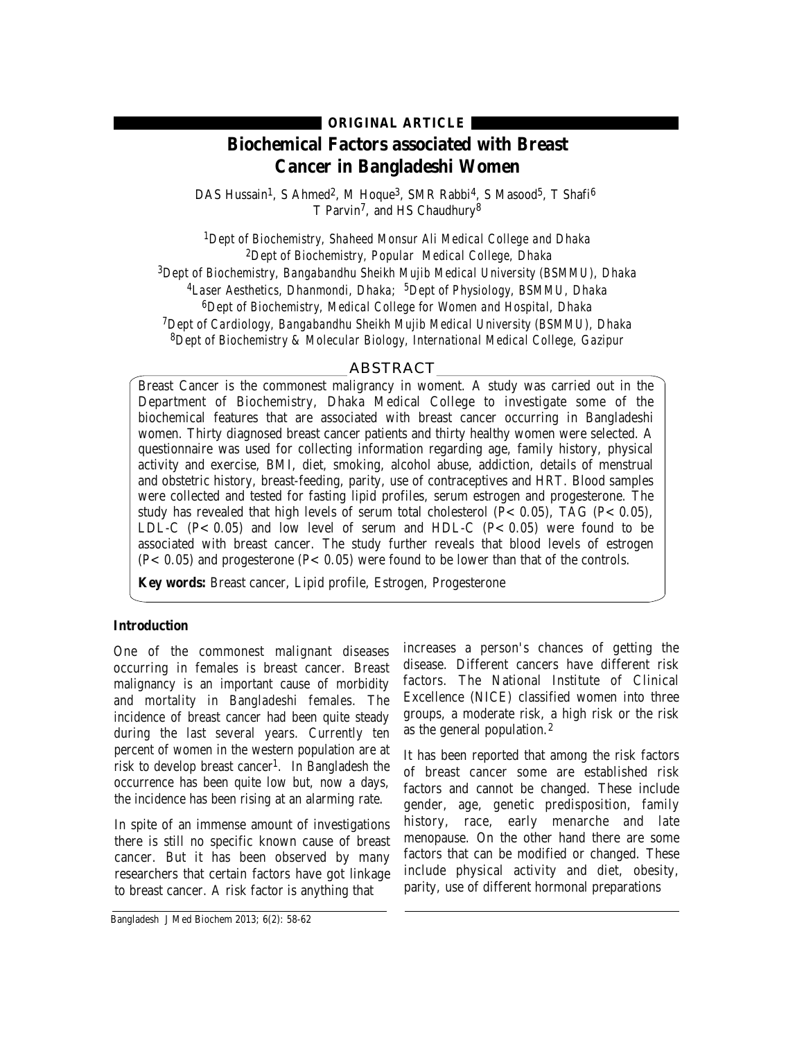**ORIGINAL ARTICLE**

# Biochemical Factors associated with Breast Cancer in Bangladeshi Women

DAS Hussain[1], S Ahmed[2], M Hoque[3], SMR Rabbi[4], S Masood[5], T Shafi[6] T Parvin[7], and HS Chaudhury[8]

[1]Dept of Biochemistry, Shaheed Monsur Ali Medical College and Dhaka
[2]Dept of Biochemistry, Popular Medical College, Dhaka
[3]Dept of Biochemistry, Bangabandhu Sheikh Mujib Medical University (BSMMU), Dhaka
[4]Laser Aesthetics, Dhanmondi, Dhaka; [5]Dept of Physiology, BSMMU, Dhaka
[6]Dept of Biochemistry, Medical College for Women and Hospital, Dhaka
[7]Dept of Cardiology, Bangabandhu Sheikh Mujib Medical University (BSMMU), Dhaka
[8]Dept of Biochemistry & Molecular Biology, International Medical College, Gazipur

## ABSTRACT

Breast Cancer is the commonest maligrancy in woment. A study was carried out in the Department of Biochemistry, Dhaka Medical College to investigate some of the biochemical features that are associated with breast cancer occurring in Bangladeshi women. Thirty diagnosed breast cancer patients and thirty healthy women were selected. A questionnaire was used for collecting information regarding age, family history, physical activity and exercise, BMI, diet, smoking, alcohol abuse, addiction, details of menstrual and obstetric history, breast-feeding, parity, use of contraceptives and HRT. Blood samples were collected and tested for fasting lipid profiles, serum estrogen and progesterone. The study has revealed that high levels of serum total cholesterol ($P< 0.05$), TAG ($P< 0.05$), LDL-C ($P< 0.05$) and low level of serum and HDL-C ($P< 0.05$) were found to be associated with breast cancer. The study further reveals that blood levels of estrogen ($P< 0.05$) and progesterone ($P< 0.05$) were found to be lower than that of the controls.

**Key words:** Breast cancer, Lipid profile, Estrogen, Progesterone

### Introduction

One of the commonest malignant diseases occurring in females is breast cancer. Breast malignancy is an important cause of morbidity and mortality in Bangladeshi females. The incidence of breast cancer had been quite steady during the last several years. Currently ten percent of women in the western population are at risk to develop breast cancer[1]. In Bangladesh the occurrence has been quite low but, now a days, the incidence has been rising at an alarming rate.

In spite of an immense amount of investigations there is still no specific known cause of breast cancer. But it has been observed by many researchers that certain factors have got linkage to breast cancer. A risk factor is anything that increases a person's chances of getting the disease. Different cancers have different risk factors. The National Institute of Clinical Excellence (NICE) classified women into three groups, a moderate risk, a high risk or the risk as the general population.[2]

It has been reported that among the risk factors of breast cancer some are established risk factors and cannot be changed. These include gender, age, genetic predisposition, family history, race, early menarche and late menopause. On the other hand there are some factors that can be modified or changed. These include physical activity and diet, obesity, parity, use of different hormonal preparations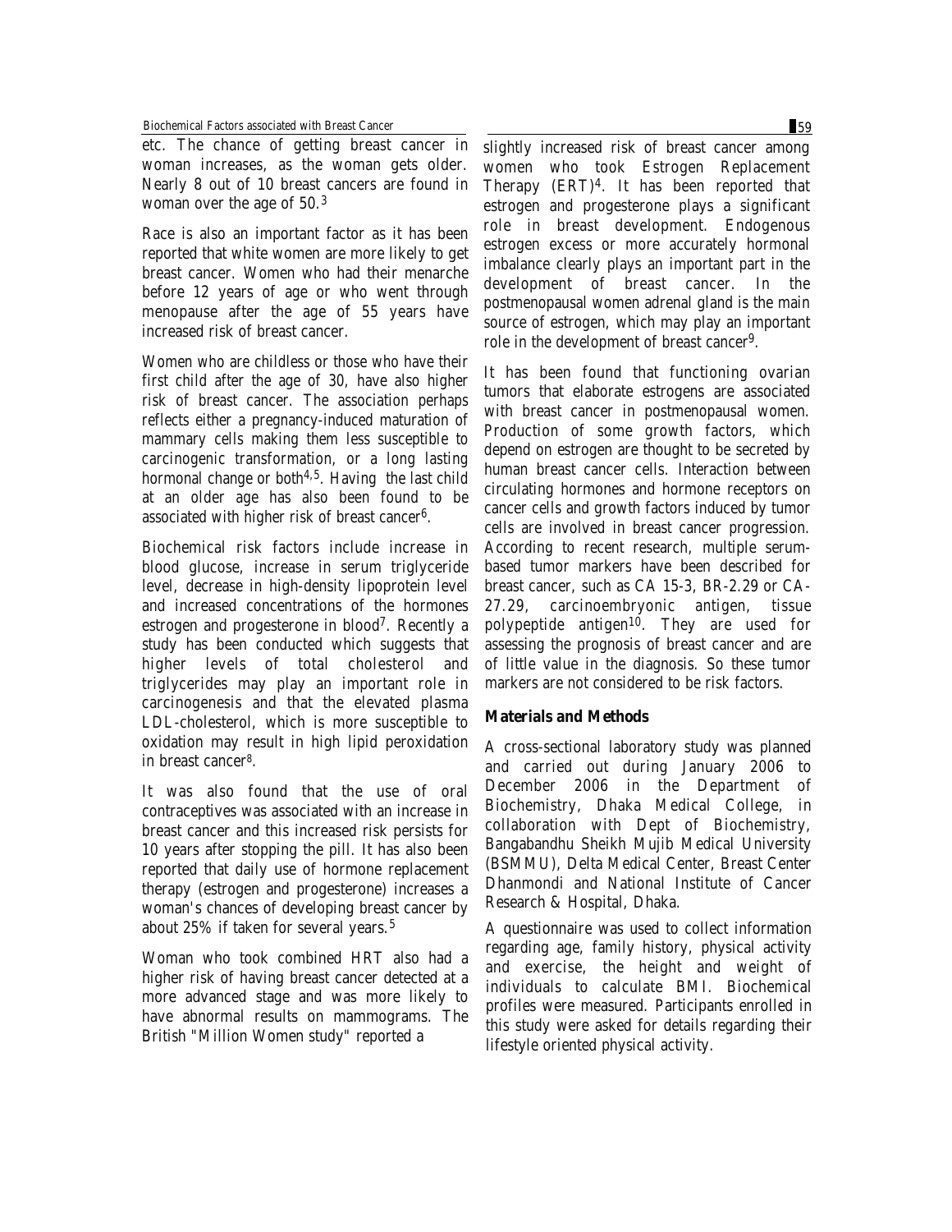etc. The chance of getting breast cancer in woman increases, as the woman gets older. Nearly 8 out of 10 breast cancers are found in woman over the age of 50.[3]

Race is also an important factor as it has been reported that white women are more likely to get breast cancer. Women who had their menarche before 12 years of age or who went through menopause after the age of 55 years have increased risk of breast cancer.

Women who are childless or those who have their first child after the age of 30, have also higher risk of breast cancer. The association perhaps reflects either a pregnancy-induced maturation of mammary cells making them less susceptible to carcinogenic transformation, or a long lasting hormonal change or both[4,5]. Having the last child at an older age has also been found to be associated with higher risk of breast cancer[6].

Biochemical risk factors include increase in blood glucose, increase in serum triglyceride level, decrease in high-density lipoprotein level and increased concentrations of the hormones estrogen and progesterone in blood[7]. Recently a study has been conducted which suggests that higher levels of total cholesterol and triglycerides may play an important role in carcinogenesis and that the elevated plasma LDL-cholesterol, which is more susceptible to oxidation may result in high lipid peroxidation in breast cancer[8].

It was also found that the use of oral contraceptives was associated with an increase in breast cancer and this increased risk persists for 10 years after stopping the pill. It has also been reported that daily use of hormone replacement therapy (estrogen and progesterone) increases a woman's chances of developing breast cancer by about 25% if taken for several years.[5]

Woman who took combined HRT also had a higher risk of having breast cancer detected at a more advanced stage and was more likely to have abnormal results on mammograms. The British "Million Women study" reported a slightly increased risk of breast cancer among women who took Estrogen Replacement Therapy (ERT)[4]. It has been reported that estrogen and progesterone plays a significant role in breast development. Endogenous estrogen excess or more accurately hormonal imbalance clearly plays an important part in the development of breast cancer. In the postmenopausal women adrenal gland is the main source of estrogen, which may play an important role in the development of breast cancer[9].

It has been found that functioning ovarian tumors that elaborate estrogens are associated with breast cancer in postmenopausal women. Production of some growth factors, which depend on estrogen are thought to be secreted by human breast cancer cells. Interaction between circulating hormones and hormone receptors on cancer cells and growth factors induced by tumor cells are involved in breast cancer progression. According to recent research, multiple serum-based tumor markers have been described for breast cancer, such as CA 15-3, BR-2.29 or CA-27.29, carcinoembryonic antigen, tissue polypeptide antigen[10]. They are used for assessing the prognosis of breast cancer and are of little value in the diagnosis. So these tumor markers are not considered to be risk factors.

## Materials and Methods

A cross-sectional laboratory study was planned and carried out during January 2006 to December 2006 in the Department of Biochemistry, Dhaka Medical College, in collaboration with Dept of Biochemistry, Bangabandhu Sheikh Mujib Medical University (BSMMU), Delta Medical Center, Breast Center Dhanmondi and National Institute of Cancer Research & Hospital, Dhaka.

A questionnaire was used to collect information regarding age, family history, physical activity and exercise, the height and weight of individuals to calculate BMI. Biochemical profiles were measured. Participants enrolled in this study were asked for details regarding their lifestyle oriented physical activity.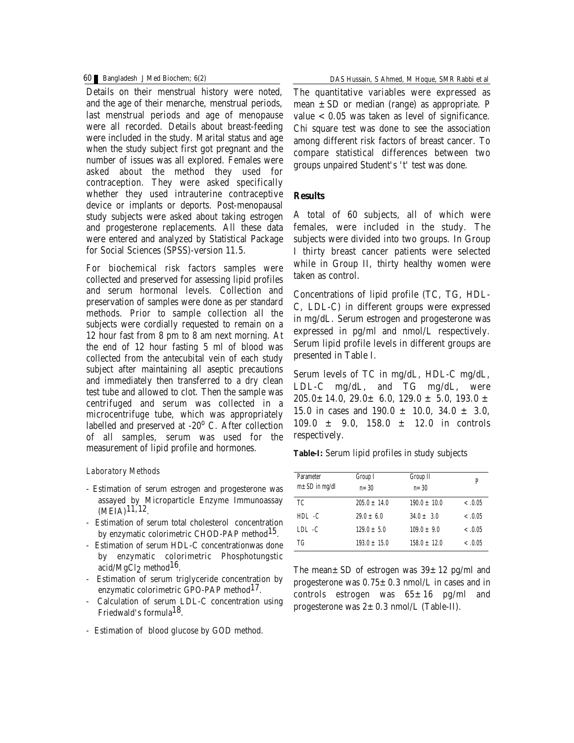Details on their menstrual history were noted, and the age of their menarche, menstrual periods, last menstrual periods and age of menopause were all recorded. Details about breast-feeding were included in the study. Marital status and age when the study subject first got pregnant and the number of issues was all explored. Females were asked about the method they used for contraception. They were asked specifically whether they used intrauterine contraceptive device or implants or deports. Post-menopausal study subjects were asked about taking estrogen and progesterone replacements. All these data were entered and analyzed by Statistical Package for Social Sciences (SPSS)-version 11.5.

For biochemical risk factors samples were collected and preserved for assessing lipid profiles and serum hormonal levels. Collection and preservation of samples were done as per standard methods. Prior to sample collection all the subjects were cordially requested to remain on a 12 hour fast from 8 pm to 8 am next morning. At the end of 12 hour fasting 5 ml of blood was collected from the antecubital vein of each study subject after maintaining all aseptic precautions and immediately then transferred to a dry clean test tube and allowed to clot. Then the sample was centrifuged and serum was collected in a microcentrifuge tube, which was appropriately labelled and preserved at -20$^{o}$ C. After collection of all samples, serum was used for the measurement of lipid profile and hormones.

*Laboratory Methods*

- Estimation of serum estrogen and progesterone was assayed by Microparticle Enzyme Immunoassay (MEIA)[11,12].
- Estimation of serum total cholesterol concentration by enzymatic colorimetric CHOD-PAP method[15].
- Estimation of serum HDL-C concentrationwas done by enzymatic colorimetric Phosphotungstic acid/$MgCl_2$ method[16].
- Estimation of serum triglyceride concentration by enzymatic colorimetric GPO-PAP method[17].
- Calculation of serum LDL-C concentration using Friedwald's formula[18].
- Estimation of blood glucose by GOD method.

The quantitative variables were expressed as mean ± SD or median (range) as appropriate. P value < 0.05 was taken as level of significance. Chi square test was done to see the association among different risk factors of breast cancer. To compare statistical differences between two groups unpaired Student's 't' test was done.

## Results

A total of 60 subjects, all of which were females, were included in the study. The subjects were divided into two groups. In Group I thirty breast cancer patients were selected while in Group II, thirty healthy women were taken as control.

Concentrations of lipid profile (TC, TG, HDL-C, LDL-C) in different groups were expressed in mg/dL. Serum estrogen and progesterone was expressed in pg/ml and nmol/L respectively. Serum lipid profile levels in different groups are presented in Table I.

Serum levels of TC in mg/dL, HDL-C mg/dL, LDL-C mg/dL, and TG mg/dL, were 205.0± 14.0, 29.0± 6.0, 129.0 ± 5.0, 193.0 ± 15.0 in cases and 190.0 ± 10.0, 34.0 ± 3.0, 109.0 ± 9.0, 158.0 ± 12.0 in controls respectively.

**Table-I:** Serum lipid profiles in study subjects

| Parameter m± SD in mg/dl | Group I n= 30 | Group II n= 30 | P |
|---|---|---|---|
| TC | 205.0 ± 14.0 | 190.0 ± 10.0 | < .0.05 |
| HDL -C | 29.0 ± 6.0 | 34.0 ± 3.0 | < .0.05 |
| LDL -C | 129.0 ± 5.0 | 109.0 ± 9.0 | < .0.05 |
| TG | 193.0 ± 15.0 | 158.0 ± 12.0 | < .0.05 |

The mean± SD of estrogen was 39± 12 pg/ml and progesterone was 0.75± 0.3 nmol/L in cases and in controls estrogen was 65± 16 pg/ml and progesterone was 2± 0.3 nmol/L (Table-II).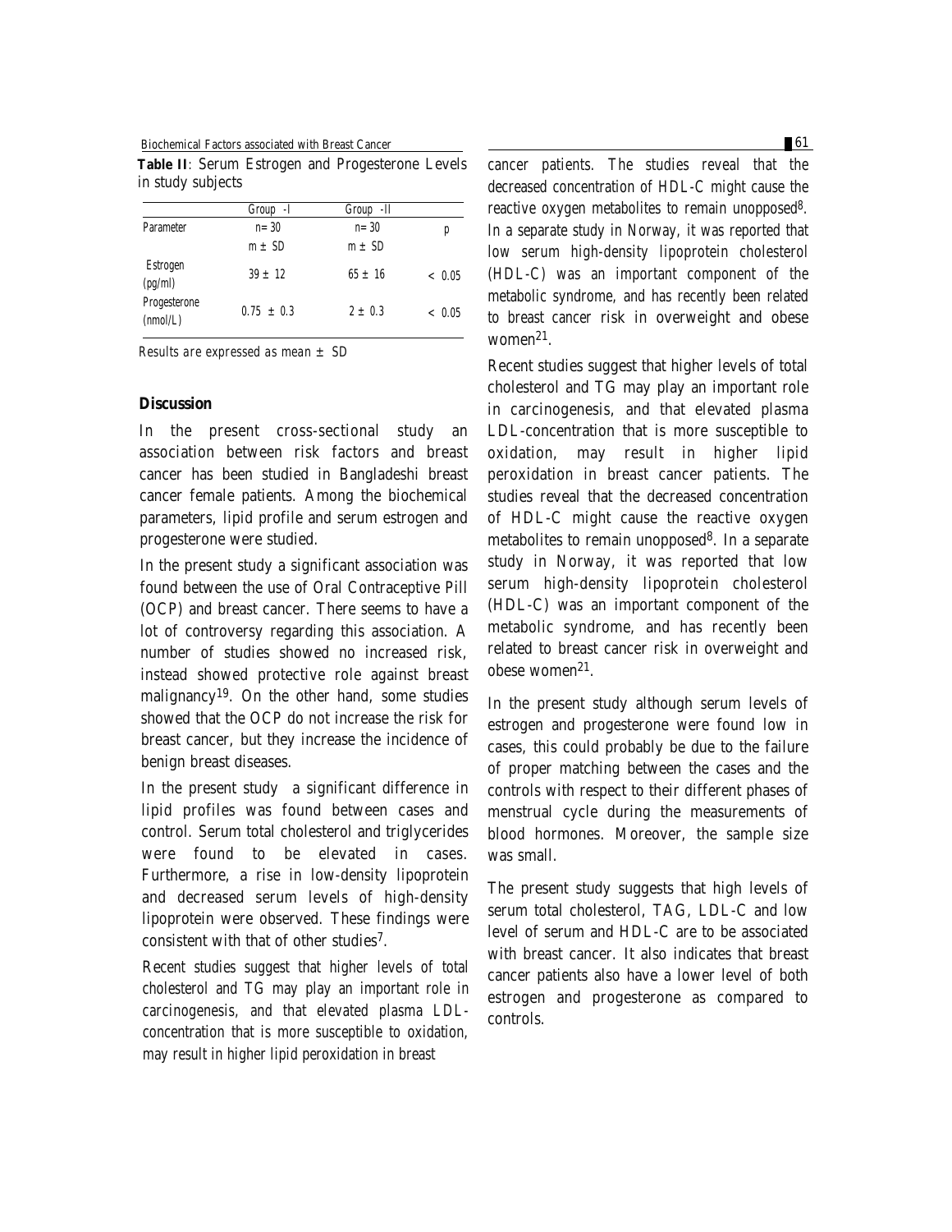**Table II**: Serum Estrogen and Progesterone Levels in study subjects

| Parameter | Group -I<br>n= 30<br>m ± SD | Group -II<br>n= 30<br>m ± SD | p |
|---|---|---|---|
| Estrogen (pg/ml) | 39 ± 12 | 65 ± 16 | < 0.05 |
| Progesterone (nmol/L) | 0.75 ± 0.3 | 2 ± 0.3 | < 0.05 |

*Results are expressed as mean ± SD*

## Discussion

In the present cross-sectional study an association between risk factors and breast cancer has been studied in Bangladeshi breast cancer female patients. Among the biochemical parameters, lipid profile and serum estrogen and progesterone were studied.

In the present study a significant association was found between the use of Oral Contraceptive Pill (OCP) and breast cancer. There seems to have a lot of controversy regarding this association. A number of studies showed no increased risk, instead showed protective role against breast malignancy[19]. On the other hand, some studies showed that the OCP do not increase the risk for breast cancer, but they increase the incidence of benign breast diseases.

In the present study a significant difference in lipid profiles was found between cases and control. Serum total cholesterol and triglycerides were found to be elevated in cases. Furthermore, a rise in low-density lipoprotein and decreased serum levels of high-density lipoprotein were observed. These findings were consistent with that of other studies[7].

Recent studies suggest that higher levels of total cholesterol and TG may play an important role in carcinogenesis, and that elevated plasma LDL-concentration that is more susceptible to oxidation, may result in higher lipid peroxidation in breast cancer patients. The studies reveal that the decreased concentration of HDL-C might cause the reactive oxygen metabolites to remain unopposed[8]. In a separate study in Norway, it was reported that low serum high-density lipoprotein cholesterol (HDL-C) was an important component of the metabolic syndrome, and has recently been related to breast cancer risk in overweight and obese women[21].

Recent studies suggest that higher levels of total cholesterol and TG may play an important role in carcinogenesis, and that elevated plasma LDL-concentration that is more susceptible to oxidation, may result in higher lipid peroxidation in breast cancer patients. The studies reveal that the decreased concentration of HDL-C might cause the reactive oxygen metabolites to remain unopposed[8]. In a separate study in Norway, it was reported that low serum high-density lipoprotein cholesterol (HDL-C) was an important component of the metabolic syndrome, and has recently been related to breast cancer risk in overweight and obese women[21].

In the present study although serum levels of estrogen and progesterone were found low in cases, this could probably be due to the failure of proper matching between the cases and the controls with respect to their different phases of menstrual cycle during the measurements of blood hormones. Moreover, the sample size was small.

The present study suggests that high levels of serum total cholesterol, TAG, LDL-C and low level of serum and HDL-C are to be associated with breast cancer. It also indicates that breast cancer patients also have a lower level of both estrogen and progesterone as compared to controls.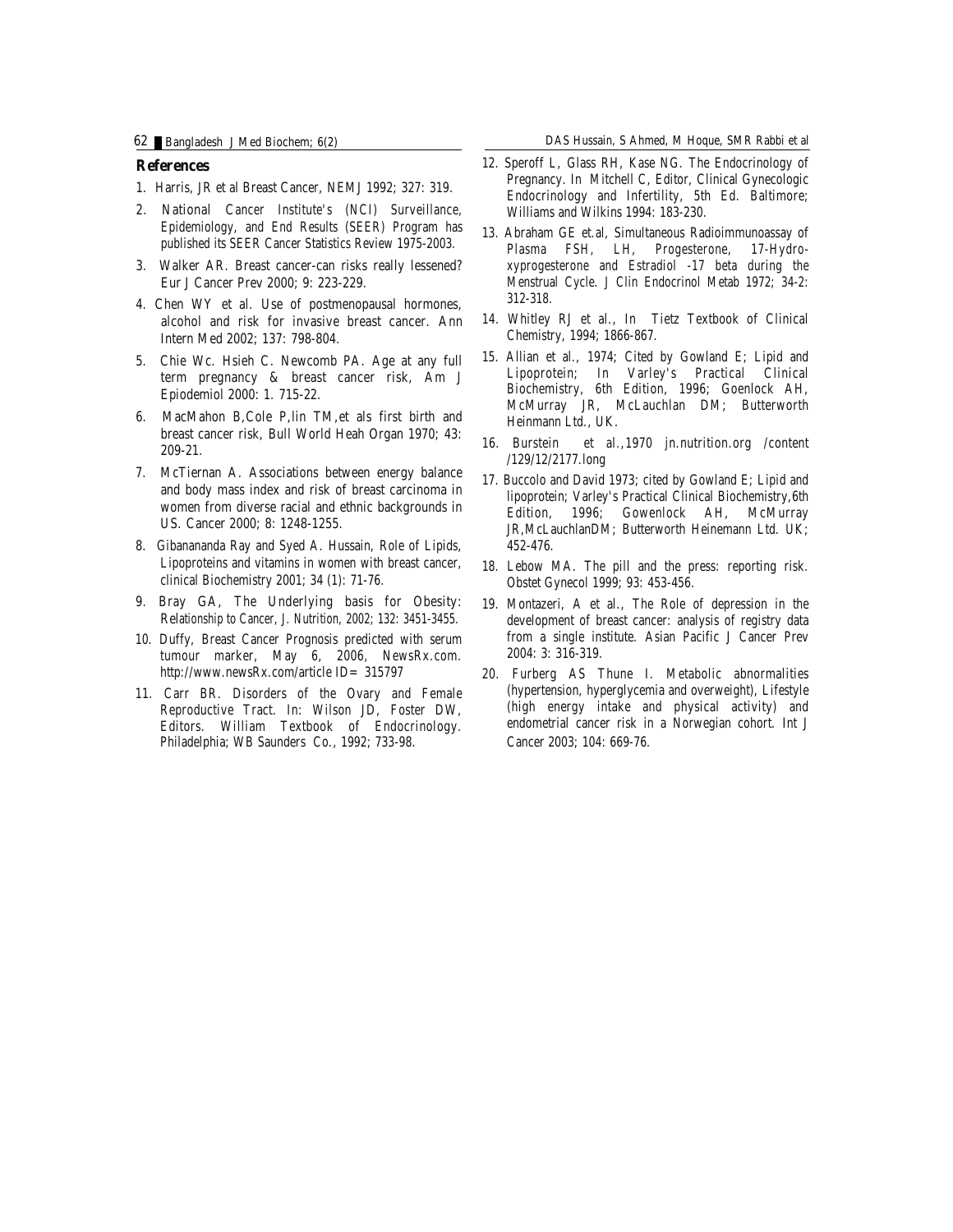## References

1. Harris, JR et al Breast Cancer, NEMJ 1992; 327: 319.
2. National Cancer Institute's (NCI) Surveillance, Epidemiology, and End Results (SEER) Program has published its SEER Cancer Statistics Review 1975-2003.
3. Walker AR. Breast cancer-can risks really lessened? Eur J Cancer Prev 2000; 9: 223-229.
4. Chen WY et al. Use of postmenopausal hormones, alcohol and risk for invasive breast cancer. Ann Intern Med 2002; 137: 798-804.
5. Chie Wc. Hsieh C. Newcomb PA. Age at any full term pregnancy & breast cancer risk, Am J Epiodemiol 2000: 1. 715-22.
6. MacMahon B,Cole P,lin TM,et als first birth and breast cancer risk, Bull World Heah Organ 1970; 43: 209-21.
7. McTiernan A. Associations between energy balance and body mass index and risk of breast carcinoma in women from diverse racial and ethnic backgrounds in US. Cancer 2000; 8: 1248-1255.
8. Gibanananda Ray and Syed A. Hussain, Role of Lipids, Lipoproteins and vitamins in women with breast cancer, clinical Biochemistry 2001; 34 (1): 71-76.
9. Bray GA, The Underlying basis for Obesity: Relationship to Cancer, J. Nutrition, 2002; 132: 3451-3455.
10. Duffy, Breast Cancer Prognosis predicted with serum tumour marker, May 6, 2006, NewsRx.com. http://www.newsRx.com/article ID= 315797
11. Carr BR. Disorders of the Ovary and Female Reproductive Tract. In: Wilson JD, Foster DW, Editors. William Textbook of Endocrinology. Philadelphia; WB Saunders Co., 1992; 733-98.
12. Speroff L, Glass RH, Kase NG. The Endocrinology of Pregnancy. In Mitchell C, Editor, Clinical Gynecologic Endocrinology and Infertility, 5th Ed. Baltimore; Williams and Wilkins 1994: 183-230.
13. Abraham GE et.al, Simultaneous Radioimmunoassay of Plasma FSH, LH, Progesterone, 17-Hydroxyprogesterone and Estradiol -17 beta during the Menstrual Cycle. J Clin Endocrinol Metab 1972; 34-2: 312-318.
14. Whitley RJ et al., In Tietz Textbook of Clinical Chemistry, 1994; 1866-867.
15. Allian et al., 1974; Cited by Gowland E; Lipid and Lipoprotein; In Varley's Practical Clinical Biochemistry, 6th Edition, 1996; Goenlock AH, McMurray JR, McLauchlan DM; Butterworth Heinmann Ltd., UK.
16. Burstein et al.,1970 jn.nutrition.org /content /129/12/2177.long
17. Buccolo and David 1973; cited by Gowland E; Lipid and lipoprotein; Varley's Practical Clinical Biochemistry,6th Edition, 1996; Gowenlock AH, McMurray JR,McLauchlanDM; Butterworth Heinemann Ltd. UK; 452-476.
18. Lebow MA. The pill and the press: reporting risk. Obstet Gynecol 1999; 93: 453-456.
19. Montazeri, A et al., The Role of depression in the development of breast cancer: analysis of registry data from a single institute. Asian Pacific J Cancer Prev 2004: 3: 316-319.
20. Furberg AS Thune I. Metabolic abnormalities (hypertension, hyperglycemia and overweight), Lifestyle (high energy intake and physical activity) and endometrial cancer risk in a Norwegian cohort. Int J Cancer 2003; 104: 669-76.